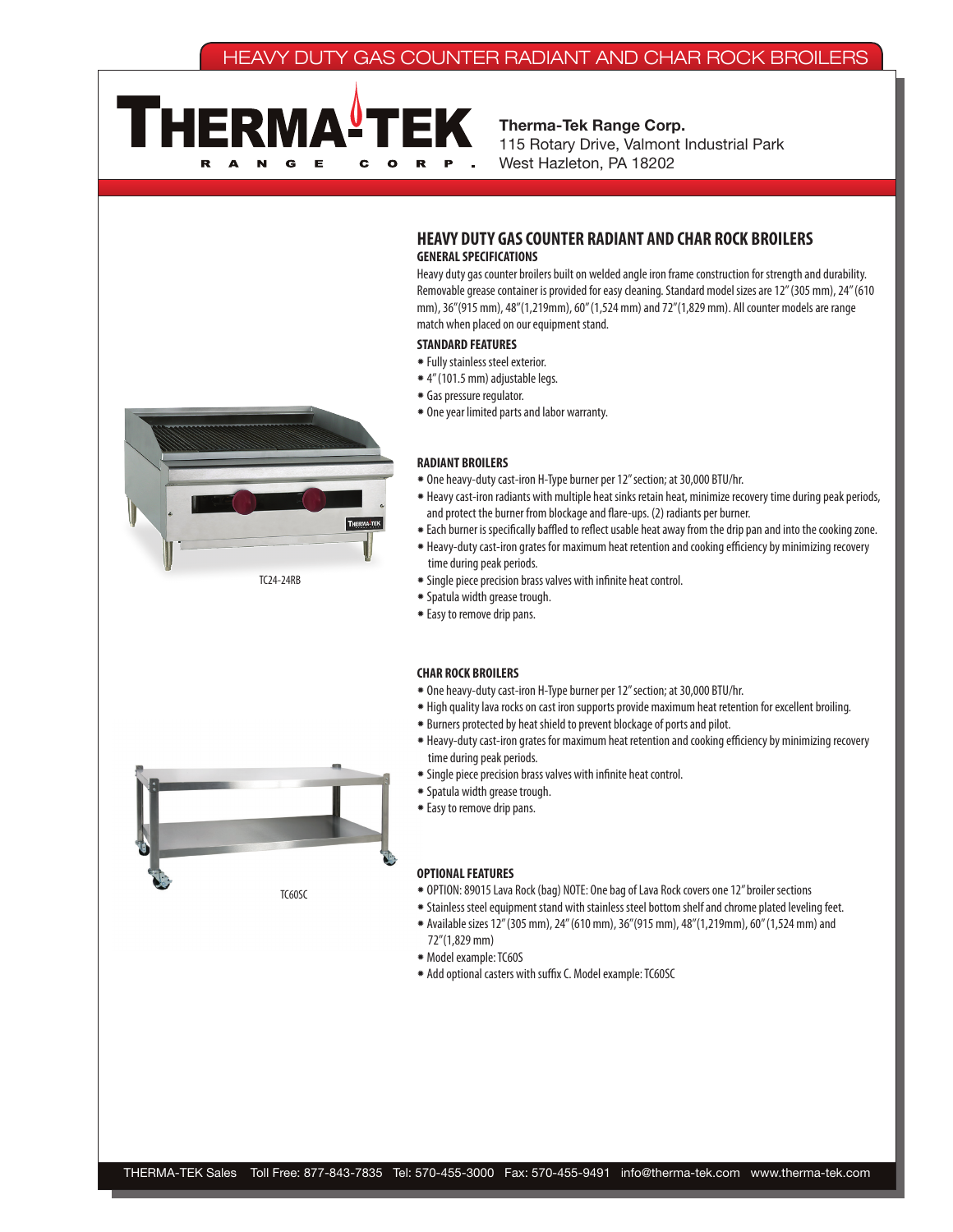# HEAVY DUTY GAS COUNTER RADIANT AND CHAR ROCK BROILERS

**Therma-Tek Range Corp.**
115 Rotary Drive, Valmont Industrial Park
West Hazleton, PA 18202

## HEAVY DUTY GAS COUNTER RADIANT AND CHAR ROCK BROILERS

### GENERAL SPECIFICATIONS

Heavy duty gas counter broilers built on welded angle iron frame construction for strength and durability. Removable grease container is provided for easy cleaning. Standard model sizes are 12" (305 mm), 24" (610 mm), 36"(915 mm), 48"(1,219mm), 60" (1,524 mm) and 72"(1,829 mm). All counter models are range match when placed on our equipment stand.

### STANDARD FEATURES

- Fully stainless steel exterior.
- 4" (101.5 mm) adjustable legs.
- Gas pressure regulator.
- One year limited parts and labor warranty.

TC24-24RB

### RADIANT BROILERS

- One heavy-duty cast-iron H-Type burner per 12" section; at 30,000 BTU/hr.
- Heavy cast-iron radiants with multiple heat sinks retain heat, minimize recovery time during peak periods, and protect the burner from blockage and flare-ups. (2) radiants per burner.
- Each burner is specifically baffled to reflect usable heat away from the drip pan and into the cooking zone.
- Heavy-duty cast-iron grates for maximum heat retention and cooking efficiency by minimizing recovery time during peak periods.
- Single piece precision brass valves with infinite heat control.
- Spatula width grease trough.
- Easy to remove drip pans.

### CHAR ROCK BROILERS

- One heavy-duty cast-iron H-Type burner per 12" section; at 30,000 BTU/hr.
- High quality lava rocks on cast iron supports provide maximum heat retention for excellent broiling.
- Burners protected by heat shield to prevent blockage of ports and pilot.
- Heavy-duty cast-iron grates for maximum heat retention and cooking efficiency by minimizing recovery time during peak periods.
- Single piece precision brass valves with infinite heat control.
- Spatula width grease trough.
- Easy to remove drip pans.

TC60SC

### OPTIONAL FEATURES

- OPTION: 89015 Lava Rock (bag) NOTE: One bag of Lava Rock covers one 12" broiler sections
- Stainless steel equipment stand with stainless steel bottom shelf and chrome plated leveling feet.
- Available sizes 12" (305 mm), 24" (610 mm), 36"(915 mm), 48"(1,219mm), 60" (1,524 mm) and 72"(1,829 mm)
- Model example: TC60S
- Add optional casters with suffix C. Model example: TC60SC

THERMA-TEK Sales Toll Free: 877-843-7835 Tel: 570-455-3000 Fax: 570-455-9491 info@therma-tek.com www.therma-tek.com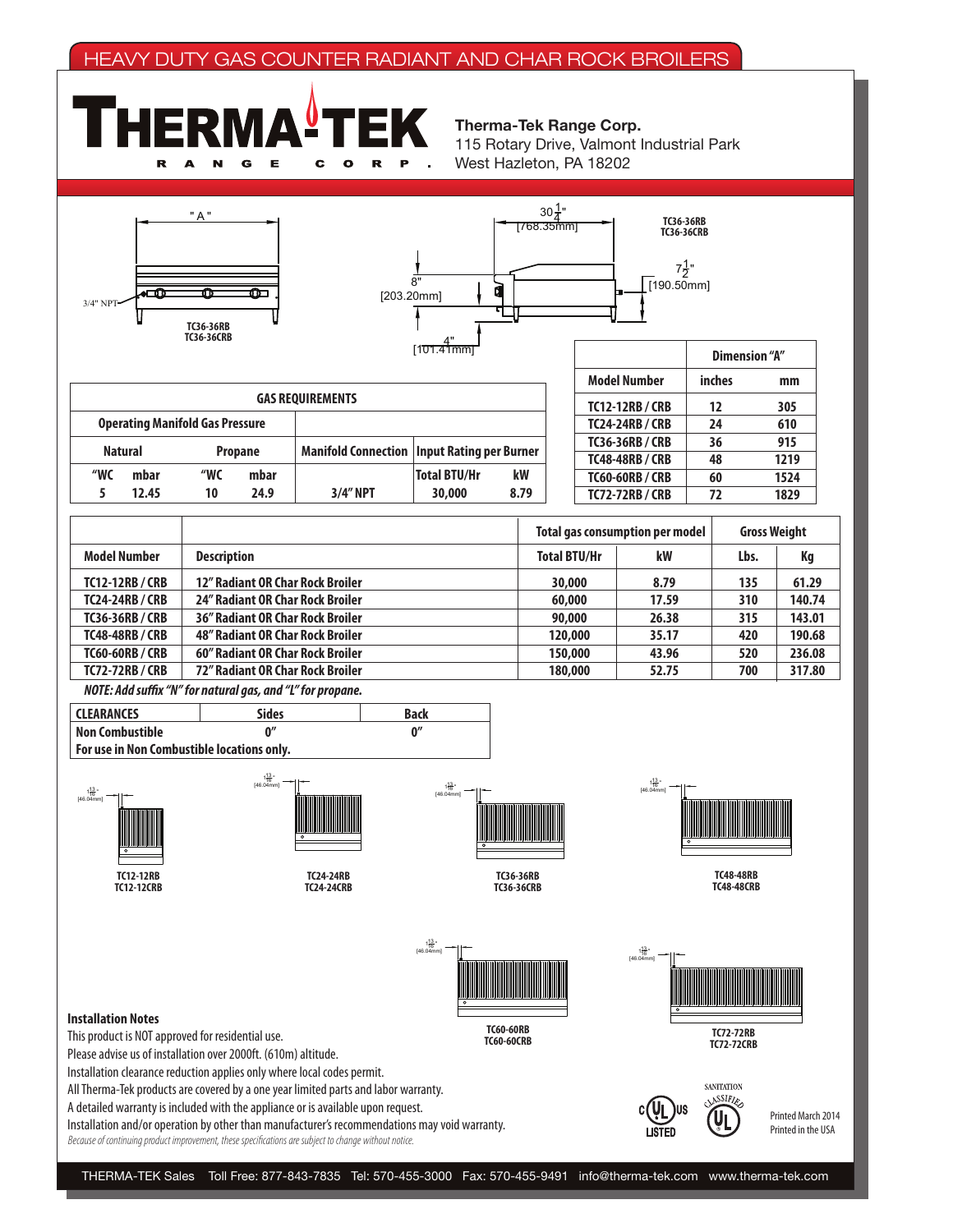# HEAVY DUTY GAS COUNTER RADIANT AND CHAR ROCK BROILERS

**THERMA-TEK** RANGE CORP.

**Therma-Tek Range Corp.**
115 Rotary Drive, Valmont Industrial Park
West Hazleton, PA 18202

" A "

3/4" NPT

TC36-36RB
TC36-36CRB

$30\frac{1}{4}$" [768.35mm]

8" [203.20mm]

4" [101.41mm]

$7\frac{1}{2}$" [190.50mm]

TC36-36RB
TC36-36CRB

| | Dimension "A" | |
|---|---|---|
| **Model Number** | **inches** | **mm** |
| TC12-12RB / CRB | 12 | 305 |
| TC24-24RB / CRB | 24 | 610 |
| TC36-36RB / CRB | 36 | 915 |
| TC48-48RB / CRB | 48 | 1219 |
| TC60-60RB / CRB | 60 | 1524 |
| TC72-72RB / CRB | 72 | 1829 |

| GAS REQUIREMENTS | | | | | | | |
|---|---|---|---|---|---|---|---|
| Operating Manifold Gas Pressure | | | | | | | |
| Natural | | Propane | | Manifold Connection | Input Rating per Burner | | |
| "WC | mbar | "WC | mbar | | Total BTU/Hr | kW | |
| 5 | 12.45 | 10 | 24.9 | 3/4" NPT | 30,000 | 8.79 | |

| | | Total gas consumption per model | | Gross Weight | |
|---|---|---|---|---|---|
| **Model Number** | **Description** | **Total BTU/Hr** | **kW** | **Lbs.** | **Kg** |
| TC12-12RB / CRB | 12" Radiant OR Char Rock Broiler | 30,000 | 8.79 | 135 | 61.29 |
| TC24-24RB / CRB | 24" Radiant OR Char Rock Broiler | 60,000 | 17.59 | 310 | 140.74 |
| TC36-36RB / CRB | 36" Radiant OR Char Rock Broiler | 90,000 | 26.38 | 315 | 143.01 |
| TC48-48RB / CRB | 48" Radiant OR Char Rock Broiler | 120,000 | 35.17 | 420 | 190.68 |
| TC60-60RB / CRB | 60" Radiant OR Char Rock Broiler | 150,000 | 43.96 | 520 | 236.08 |
| TC72-72RB / CRB | 72" Radiant OR Char Rock Broiler | 180,000 | 52.75 | 700 | 317.80 |

*NOTE: Add suffix "N" for natural gas, and "L" for propane.*

| CLEARANCES | Sides | Back |
|---|---|---|
| Non Combustible | 0" | 0" |
| For use in Non Combustible locations only. | | |

$1\frac{13}{16}$" [46.04mm]

TC12-12RB
TC12-12CRB

TC24-24RB
TC24-24CRB

TC36-36RB
TC36-36CRB

TC48-48RB
TC48-48CRB

TC60-60RB
TC60-60CRB

TC72-72RB
TC72-72CRB

### Installation Notes

This product is NOT approved for residential use.
Please advise us of installation over 2000ft. (610m) altitude.
Installation clearance reduction applies only where local codes permit.
All Therma-Tek products are covered by a one year limited parts and labor warranty.
A detailed warranty is included with the appliance or is available upon request.
Installation and/or operation by other than manufacturer's recommendations may void warranty.
*Because of continuing product improvement, these specifications are subject to change without notice.*

c UL us LISTED    SANITATION CLASSIFIED UL

Printed March 2014
Printed in the USA

THERMA-TEK Sales  Toll Free: 877-843-7835  Tel: 570-455-3000  Fax: 570-455-9491  info@therma-tek.com  www.therma-tek.com